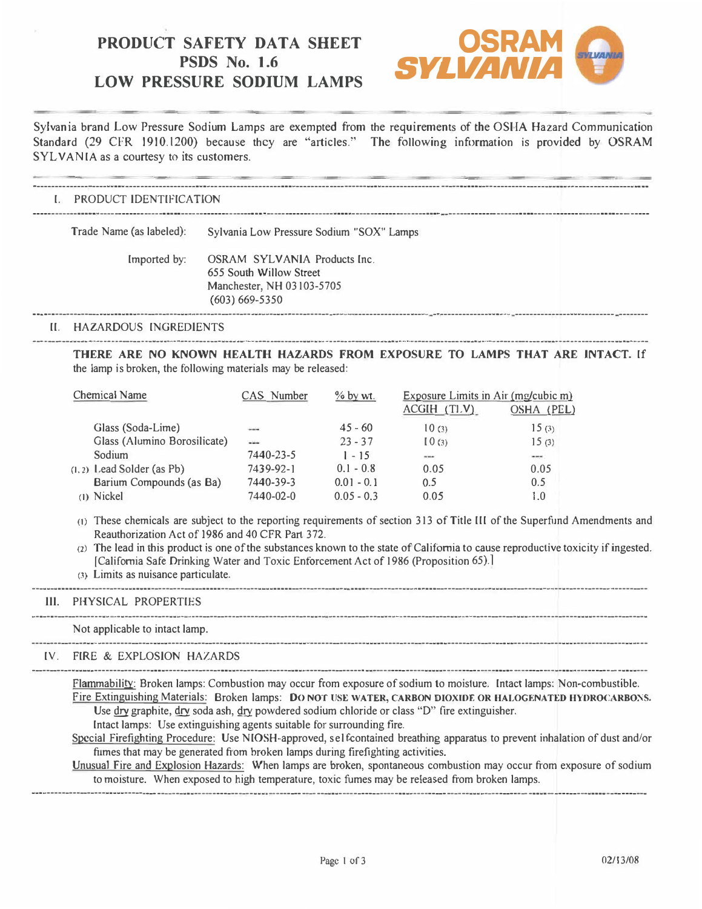# PRODUCT SAFETY DATA SHEET
# PSDS No. 1.6
# LOW PRESSURE SODIUM LAMPS

OSRAM SYLVANIA

Sylvania brand Low Pressure Sodium Lamps are exempted from the requirements of the OSHA Hazard Communication Standard (29 CFR 1910.1200) because they are "articles." The following information is provided by OSRAM SYLVANIA as a courtesy to its customers.

## I. PRODUCT IDENTIFICATION

Trade Name (as labeled): Sylvania Low Pressure Sodium "SOX" Lamps

Imported by: OSRAM SYLVANIA Products Inc.
655 South Willow Street
Manchester, NH 03103-5705
(603) 669-5350

## II. HAZARDOUS INGREDIENTS

**THERE ARE NO KNOWN HEALTH HAZARDS FROM EXPOSURE TO LAMPS THAT ARE INTACT.** If the lamp is broken, the following materials may be released:

| Chemical Name | CAS Number | % by wt. | Exposure Limits in Air (mg/cubic m) | |
|---|---|---|---|---|
| | | | ACGIH (TLV) | OSHA (PEL) |
| Glass (Soda-Lime) | --- | 45 - 60 | 10 (3) | 15 (3) |
| Glass (Alumino Borosilicate) | --- | 23 - 37 | 10 (3) | 15 (3) |
| Sodium | 7440-23-5 | 1 - 15 | --- | --- |
| (1, 2) Lead Solder (as Pb) | 7439-92-1 | 0.1 - 0.8 | 0.05 | 0.05 |
| Barium Compounds (as Ba) | 7440-39-3 | 0.01 - 0.1 | 0.5 | 0.5 |
| (1) Nickel | 7440-02-0 | 0.05 - 0.3 | 0.05 | 1.0 |

(1) These chemicals are subject to the reporting requirements of section 313 of Title III of the Superfund Amendments and Reauthorization Act of 1986 and 40 CFR Part 372.

(2) The lead in this product is one of the substances known to the state of California to cause reproductive toxicity if ingested. [California Safe Drinking Water and Toxic Enforcement Act of 1986 (Proposition 65).]

(3) Limits as nuisance particulate.

## III. PHYSICAL PROPERTIES

Not applicable to intact lamp.

## IV. FIRE & EXPLOSION HAZARDS

Flammability: Broken lamps: Combustion may occur from exposure of sodium to moisture. Intact lamps: Non-combustible.

Fire Extinguishing Materials: Broken lamps: **DO NOT USE WATER, CARBON DIOXIDE OR HALOGENATED HYDROCARBONS.** Use dry graphite, dry soda ash, dry powdered sodium chloride or class "D" fire extinguisher.
Intact lamps: Use extinguishing agents suitable for surrounding fire.

Special Firefighting Procedure: Use NIOSH-approved, selfcontained breathing apparatus to prevent inhalation of dust and/or fumes that may be generated from broken lamps during firefighting activities.

Unusual Fire and Explosion Hazards: When lamps are broken, spontaneous combustion may occur from exposure of sodium to moisture. When exposed to high temperature, toxic fumes may be released from broken lamps.

02/13/08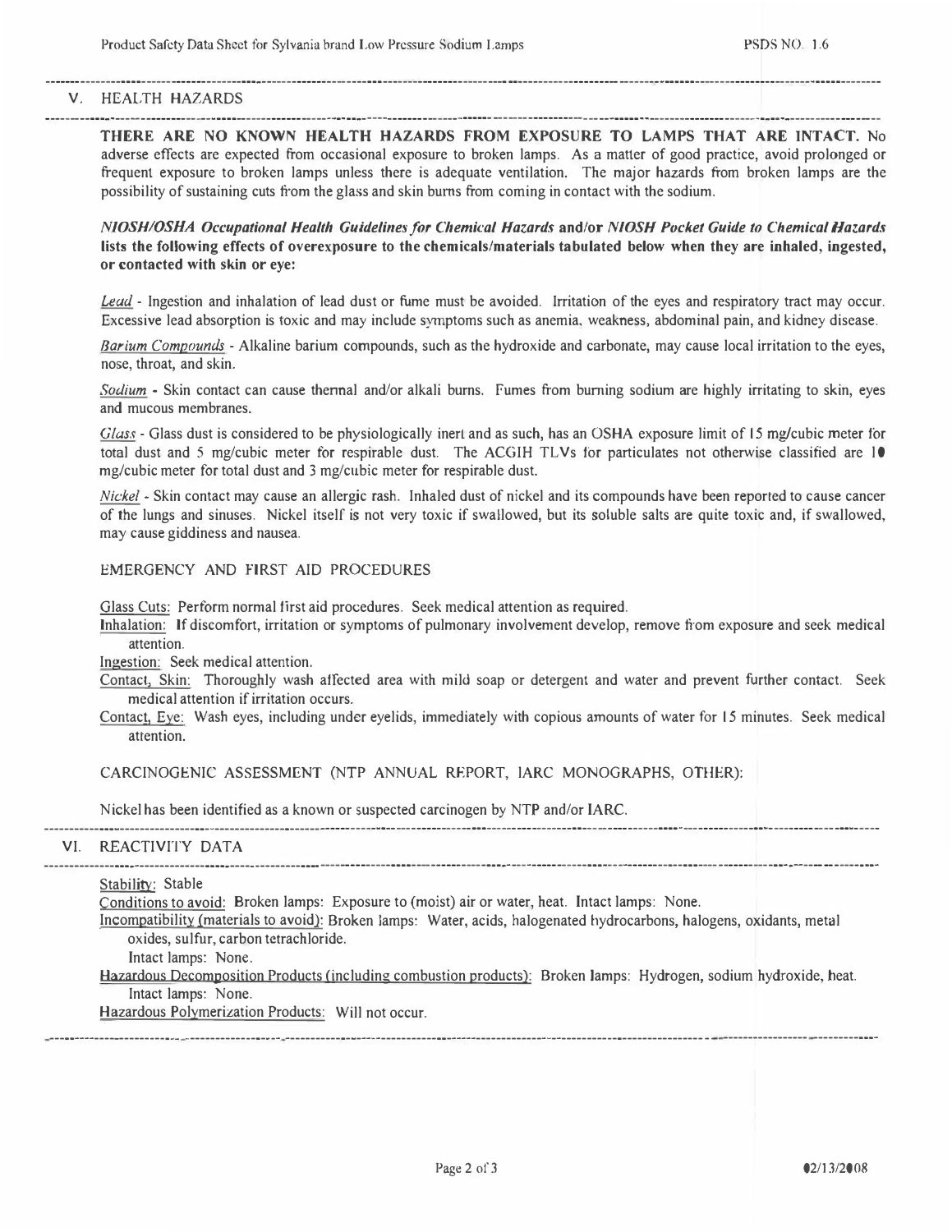## V. HEALTH HAZARDS

**THERE ARE NO KNOWN HEALTH HAZARDS FROM EXPOSURE TO LAMPS THAT ARE INTACT.** No adverse effects are expected from occasional exposure to broken lamps. As a matter of good practice, avoid prolonged or frequent exposure to broken lamps unless there is adequate ventilation. The major hazards from broken lamps are the possibility of sustaining cuts from the glass and skin burns from coming in contact with the sodium.

***NIOSH/OSHA Occupational Health Guidelines for Chemical Hazards*** **and/or** ***NIOSH Pocket Guide to Chemical Hazards*** **lists the following effects of overexposure to the chemicals/materials tabulated below when they are inhaled, ingested, or contacted with skin or eye:**

*Lead* - Ingestion and inhalation of lead dust or fume must be avoided. Irritation of the eyes and respiratory tract may occur. Excessive lead absorption is toxic and may include symptoms such as anemia, weakness, abdominal pain, and kidney disease.

*Barium Compounds* - Alkaline barium compounds, such as the hydroxide and carbonate, may cause local irritation to the eyes, nose, throat, and skin.

*Sodium* - Skin contact can cause thermal and/or alkali burns. Fumes from burning sodium are highly irritating to skin, eyes and mucous membranes.

*Glass* - Glass dust is considered to be physiologically inert and as such, has an OSHA exposure limit of 15 mg/cubic meter for total dust and 5 mg/cubic meter for respirable dust. The ACGIH TLVs for particulates not otherwise classified are 10 mg/cubic meter for total dust and 3 mg/cubic meter for respirable dust.

*Nickel* - Skin contact may cause an allergic rash. Inhaled dust of nickel and its compounds have been reported to cause cancer of the lungs and sinuses. Nickel itself is not very toxic if swallowed, but its soluble salts are quite toxic and, if swallowed, may cause giddiness and nausea.

EMERGENCY AND FIRST AID PROCEDURES

Glass Cuts: Perform normal first aid procedures. Seek medical attention as required.

Inhalation: If discomfort, irritation or symptoms of pulmonary involvement develop, remove from exposure and seek medical attention.

Ingestion: Seek medical attention.

Contact, Skin: Thoroughly wash affected area with mild soap or detergent and water and prevent further contact. Seek medical attention if irritation occurs.

Contact, Eye: Wash eyes, including under eyelids, immediately with copious amounts of water for 15 minutes. Seek medical attention.

CARCINOGENIC ASSESSMENT (NTP ANNUAL REPORT, IARC MONOGRAPHS, OTHER):

Nickel has been identified as a known or suspected carcinogen by NTP and/or IARC.

## VI. REACTIVITY DATA

Stability: Stable

Conditions to avoid: Broken lamps: Exposure to (moist) air or water, heat. Intact lamps: None.

Incompatibility (materials to avoid): Broken lamps: Water, acids, halogenated hydrocarbons, halogens, oxidants, metal oxides, sulfur, carbon tetrachloride.
Intact lamps: None.

Hazardous Decomposition Products (including combustion products): Broken lamps: Hydrogen, sodium hydroxide, heat.
Intact lamps: None.

Hazardous Polymerization Products: Will not occur.

02/13/2008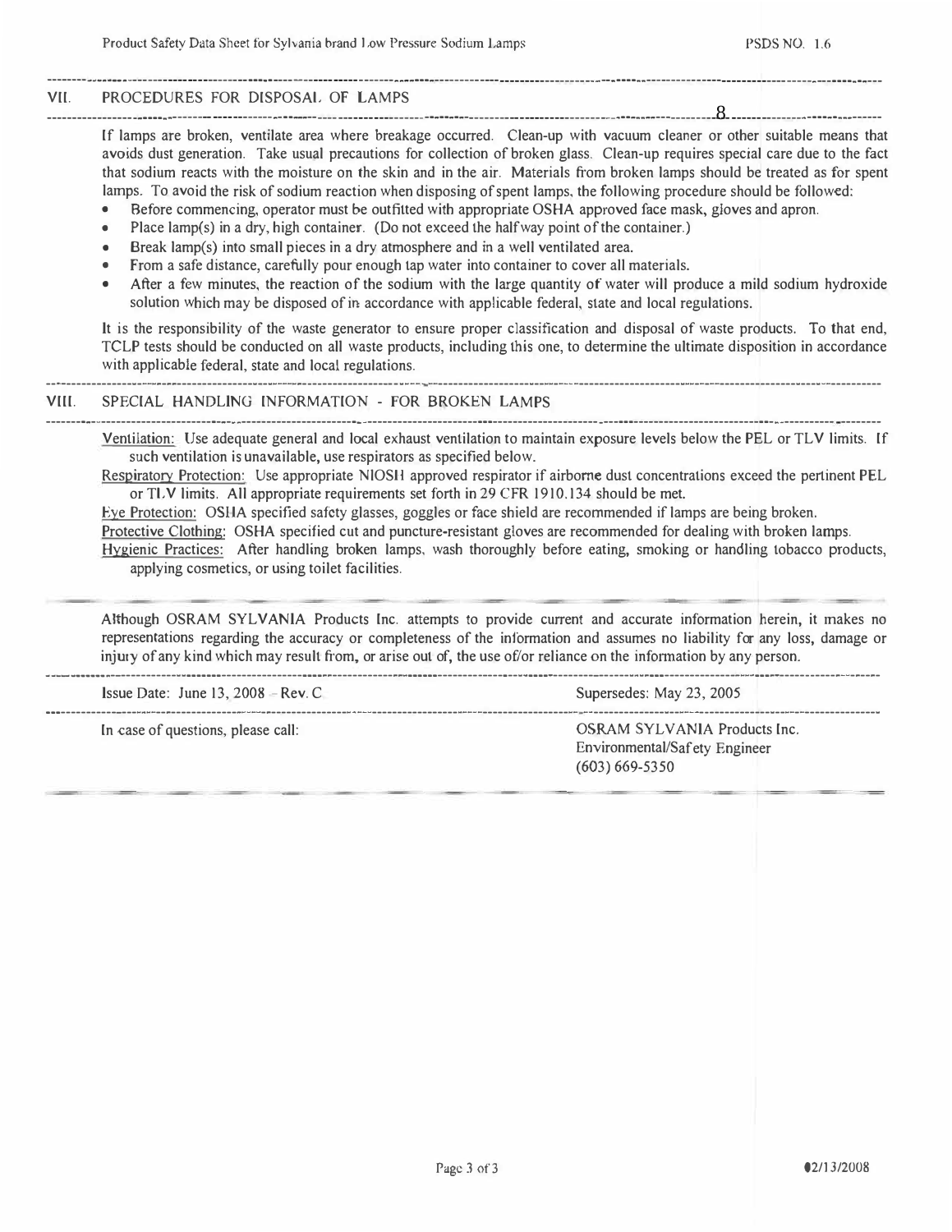## VII. PROCEDURES FOR DISPOSAL OF LAMPS

8

If lamps are broken, ventilate area where breakage occurred. Clean-up with vacuum cleaner or other suitable means that avoids dust generation. Take usual precautions for collection of broken glass. Clean-up requires special care due to the fact that sodium reacts with the moisture on the skin and in the air. Materials from broken lamps should be treated as for spent lamps. To avoid the risk of sodium reaction when disposing of spent lamps, the following procedure should be followed:

- Before commencing, operator must be outfitted with appropriate OSHA approved face mask, gloves and apron.
- Place lamp(s) in a dry, high container. (Do not exceed the halfway point of the container.)
- Break lamp(s) into small pieces in a dry atmosphere and in a well ventilated area.
- From a safe distance, carefully pour enough tap water into container to cover all materials.
- After a few minutes, the reaction of the sodium with the large quantity of water will produce a mild sodium hydroxide solution which may be disposed of in accordance with applicable federal, state and local regulations.

It is the responsibility of the waste generator to ensure proper classification and disposal of waste products. To that end, TCLP tests should be conducted on all waste products, including this one, to determine the ultimate disposition in accordance with applicable federal, state and local regulations.

## VIII. SPECIAL HANDLING INFORMATION - FOR BROKEN LAMPS

Ventilation: Use adequate general and local exhaust ventilation to maintain exposure levels below the PEL or TLV limits. If such ventilation is unavailable, use respirators as specified below.

Respiratory Protection: Use appropriate NIOSH approved respirator if airborne dust concentrations exceed the pertinent PEL or TLV limits. All appropriate requirements set forth in 29 CFR 1910.134 should be met.

Eye Protection: OSHA specified safety glasses, goggles or face shield are recommended if lamps are being broken.

Protective Clothing: OSHA specified cut and puncture-resistant gloves are recommended for dealing with broken lamps.

Hygienic Practices: After handling broken lamps, wash thoroughly before eating, smoking or handling tobacco products, applying cosmetics, or using toilet facilities.

Although OSRAM SYLVANIA Products Inc. attempts to provide current and accurate information herein, it makes no representations regarding the accuracy or completeness of the information and assumes no liability for any loss, damage or injury of any kind which may result from, or arise out of, the use of/or reliance on the information by any person.

| | |
|---|---|
| Issue Date: June 13, 2008 – Rev. C | Supersedes: May 23, 2005 |
| In case of questions, please call: | OSRAM SYLVANIA Products Inc.<br>Environmental/Safety Engineer<br>(603) 669-5350 |